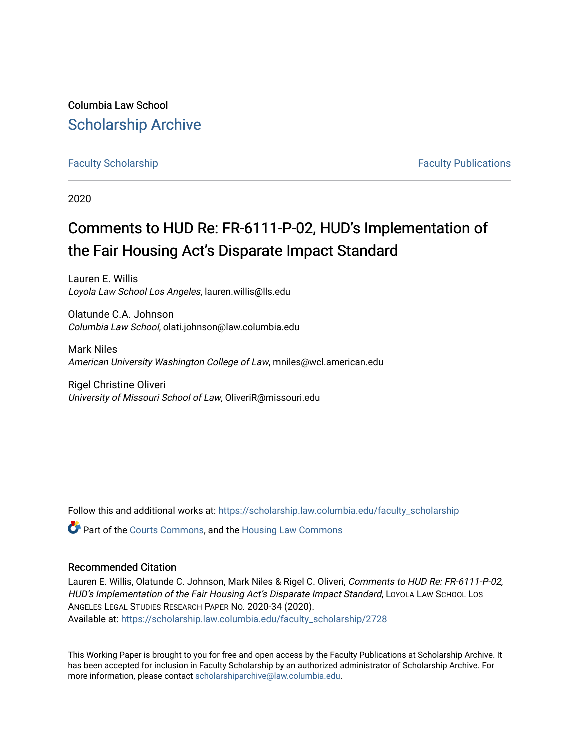Columbia Law School

## Scholarship Archive

Faculty Scholarship | Faculty Publications

2020

# Comments to HUD Re: FR-6111-P-02, HUD's Implementation of the Fair Housing Act's Disparate Impact Standard

Lauren E. Willis
*Loyola Law School Los Angeles*, lauren.willis@lls.edu

Olatunde C.A. Johnson
*Columbia Law School*, olati.johnson@law.columbia.edu

Mark Niles
*American University Washington College of Law*, mniles@wcl.american.edu

Rigel Christine Oliveri
*University of Missouri School of Law*, OliveriR@missouri.edu

Follow this and additional works at: https://scholarship.law.columbia.edu/faculty_scholarship

Part of the Courts Commons, and the Housing Law Commons

### Recommended Citation

Lauren E. Willis, Olatunde C. Johnson, Mark Niles & Rigel C. Oliveri, *Comments to HUD Re: FR-6111-P-02, HUD's Implementation of the Fair Housing Act's Disparate Impact Standard*, Loyola Law School Los Angeles Legal Studies Research Paper No. 2020-34 (2020).
Available at: https://scholarship.law.columbia.edu/faculty_scholarship/2728

This Working Paper is brought to you for free and open access by the Faculty Publications at Scholarship Archive. It has been accepted for inclusion in Faculty Scholarship by an authorized administrator of Scholarship Archive. For more information, please contact scholarshiparchive@law.columbia.edu.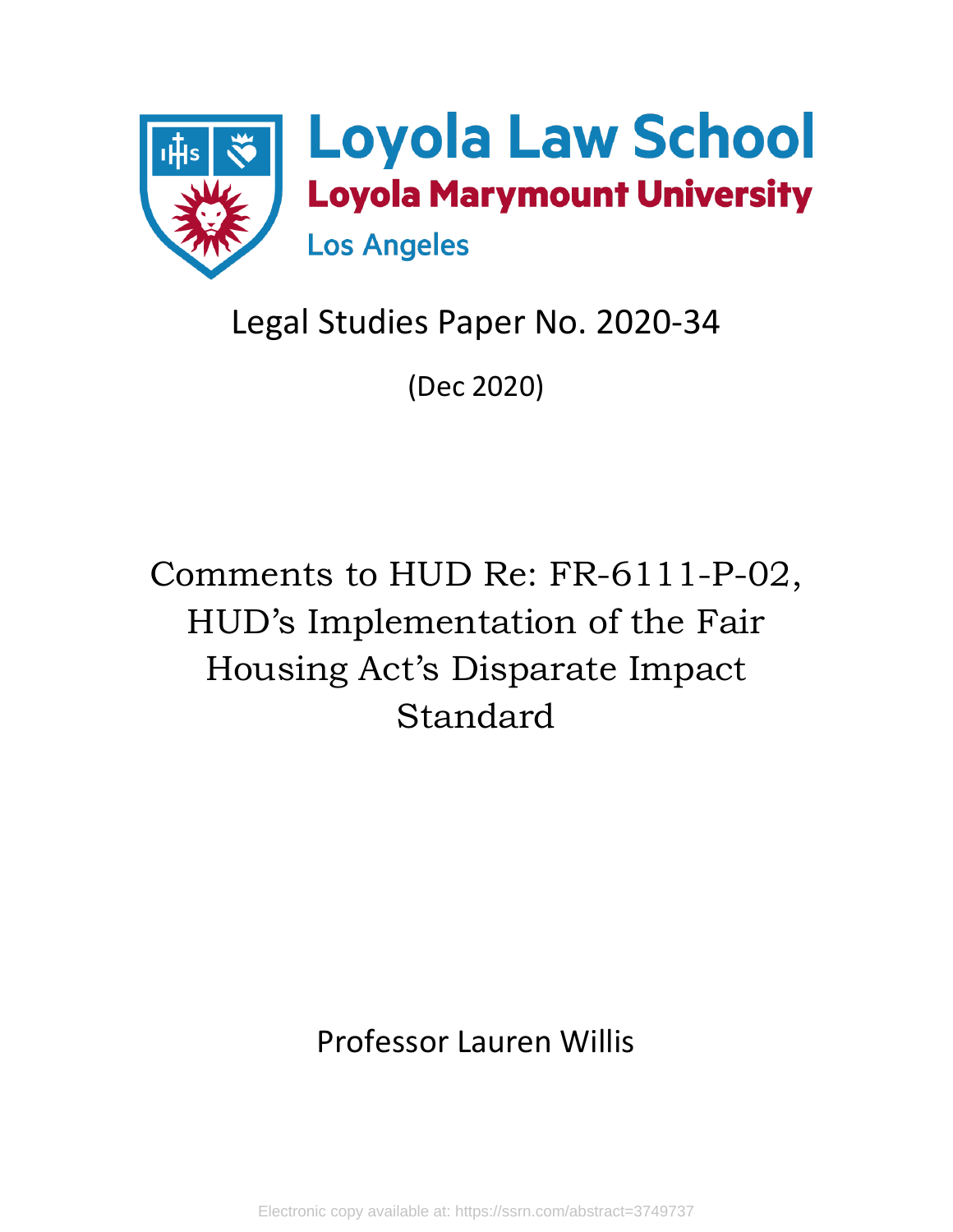Loyola Law School

Loyola Marymount University

Los Angeles

Legal Studies Paper No. 2020-34

(Dec 2020)

# Comments to HUD Re: FR-6111-P-02, HUD's Implementation of the Fair Housing Act's Disparate Impact Standard

Professor Lauren Willis

Electronic copy available at: https://ssrn.com/abstract=3749737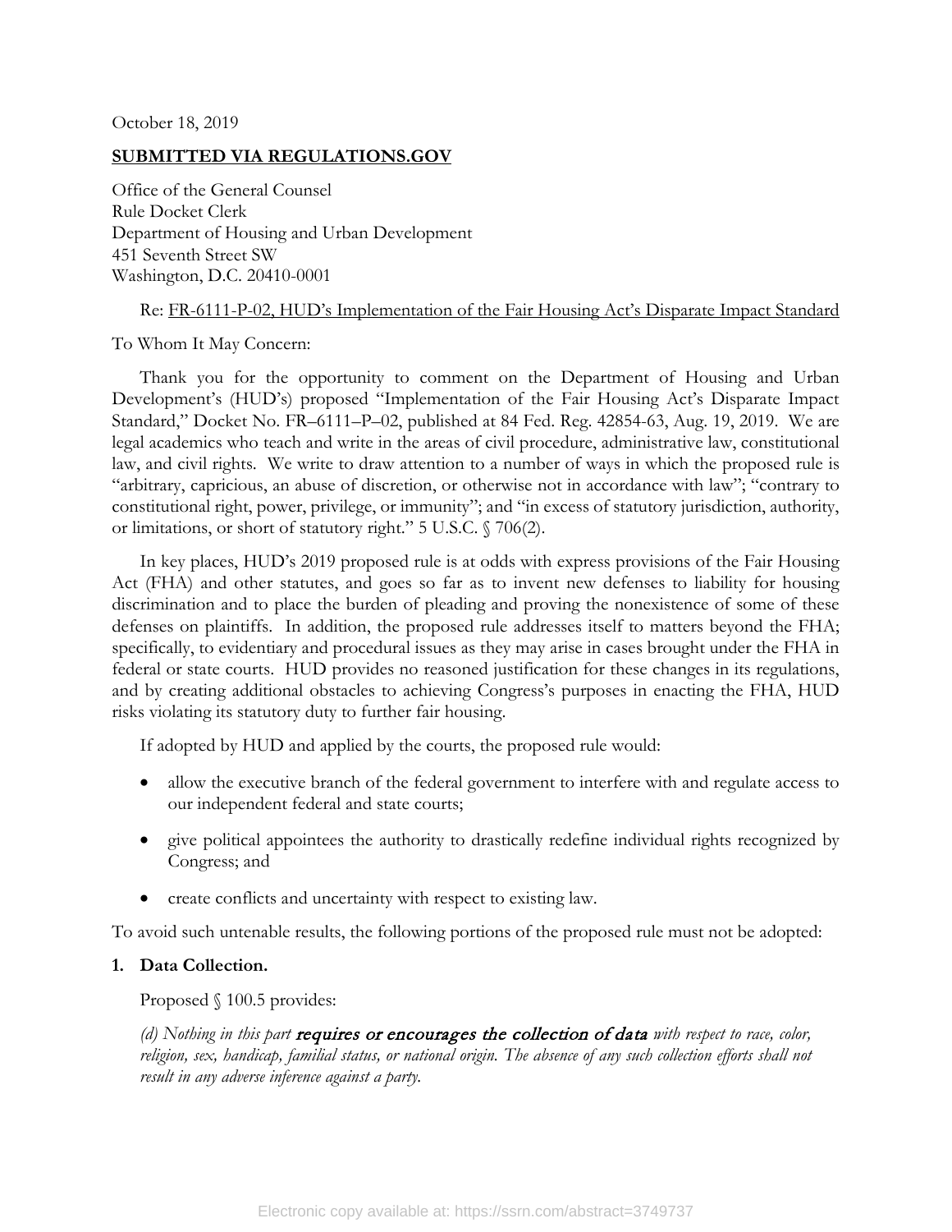October 18, 2019

**SUBMITTED VIA REGULATIONS.GOV**

Office of the General Counsel
Rule Docket Clerk
Department of Housing and Urban Development
451 Seventh Street SW
Washington, D.C. 20410-0001

Re: FR-6111-P-02, HUD's Implementation of the Fair Housing Act's Disparate Impact Standard

To Whom It May Concern:

Thank you for the opportunity to comment on the Department of Housing and Urban Development's (HUD's) proposed "Implementation of the Fair Housing Act's Disparate Impact Standard," Docket No. FR–6111–P–02, published at 84 Fed. Reg. 42854-63, Aug. 19, 2019. We are legal academics who teach and write in the areas of civil procedure, administrative law, constitutional law, and civil rights. We write to draw attention to a number of ways in which the proposed rule is "arbitrary, capricious, an abuse of discretion, or otherwise not in accordance with law"; "contrary to constitutional right, power, privilege, or immunity"; and "in excess of statutory jurisdiction, authority, or limitations, or short of statutory right." 5 U.S.C. § 706(2).

In key places, HUD's 2019 proposed rule is at odds with express provisions of the Fair Housing Act (FHA) and other statutes, and goes so far as to invent new defenses to liability for housing discrimination and to place the burden of pleading and proving the nonexistence of some of these defenses on plaintiffs. In addition, the proposed rule addresses itself to matters beyond the FHA; specifically, to evidentiary and procedural issues as they may arise in cases brought under the FHA in federal or state courts. HUD provides no reasoned justification for these changes in its regulations, and by creating additional obstacles to achieving Congress's purposes in enacting the FHA, HUD risks violating its statutory duty to further fair housing.

If adopted by HUD and applied by the courts, the proposed rule would:

- allow the executive branch of the federal government to interfere with and regulate access to our independent federal and state courts;
- give political appointees the authority to drastically redefine individual rights recognized by Congress; and
- create conflicts and uncertainty with respect to existing law.

To avoid such untenable results, the following portions of the proposed rule must not be adopted:

**1. Data Collection.**

Proposed § 100.5 provides:

*(d) Nothing in this part* **requires or encourages the collection of data** *with respect to race, color, religion, sex, handicap, familial status, or national origin. The absence of any such collection efforts shall not result in any adverse inference against a party.*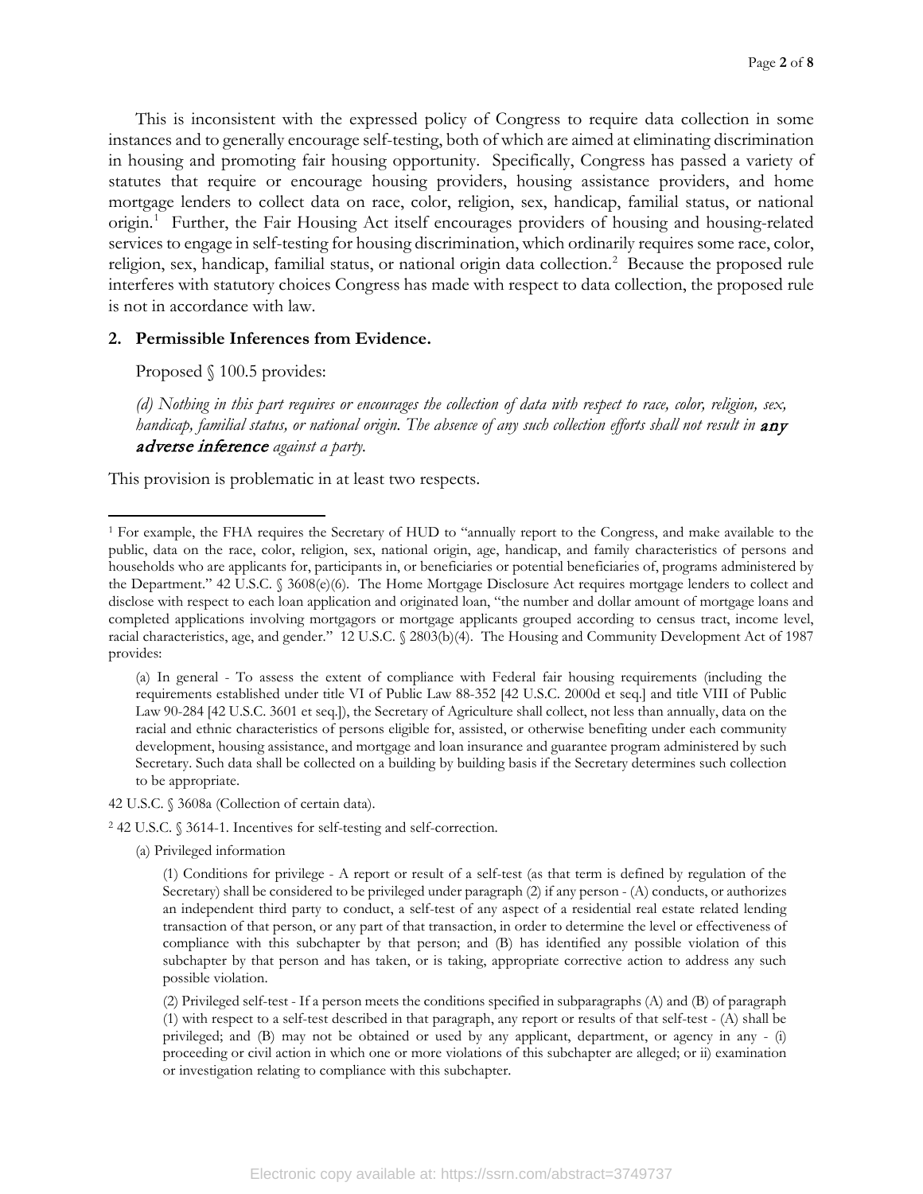This is inconsistent with the expressed policy of Congress to require data collection in some instances and to generally encourage self-testing, both of which are aimed at eliminating discrimination in housing and promoting fair housing opportunity. Specifically, Congress has passed a variety of statutes that require or encourage housing providers, housing assistance providers, and home mortgage lenders to collect data on race, color, religion, sex, handicap, familial status, or national origin.[1] Further, the Fair Housing Act itself encourages providers of housing and housing-related services to engage in self-testing for housing discrimination, which ordinarily requires some race, color, religion, sex, handicap, familial status, or national origin data collection.[2] Because the proposed rule interferes with statutory choices Congress has made with respect to data collection, the proposed rule is not in accordance with law.

## 2. Permissible Inferences from Evidence.

Proposed § 100.5 provides:

*(d) Nothing in this part requires or encourages the collection of data with respect to race, color, religion, sex, handicap, familial status, or national origin. The absence of any such collection efforts shall not result in **any adverse inference** against a party.*

This provision is problematic in at least two respects.

---

[1] For example, the FHA requires the Secretary of HUD to "annually report to the Congress, and make available to the public, data on the race, color, religion, sex, national origin, age, handicap, and family characteristics of persons and households who are applicants for, participants in, or beneficiaries or potential beneficiaries of, programs administered by the Department." 42 U.S.C. § 3608(e)(6). The Home Mortgage Disclosure Act requires mortgage lenders to collect and disclose with respect to each loan application and originated loan, "the number and dollar amount of mortgage loans and completed applications involving mortgagors or mortgage applicants grouped according to census tract, income level, racial characteristics, age, and gender." 12 U.S.C. § 2803(b)(4). The Housing and Community Development Act of 1987 provides:

> (a) In general - To assess the extent of compliance with Federal fair housing requirements (including the requirements established under title VI of Public Law 88-352 [42 U.S.C. 2000d et seq.] and title VIII of Public Law 90-284 [42 U.S.C. 3601 et seq.]), the Secretary of Agriculture shall collect, not less than annually, data on the racial and ethnic characteristics of persons eligible for, assisted, or otherwise benefiting under each community development, housing assistance, and mortgage and loan insurance and guarantee program administered by such Secretary. Such data shall be collected on a building by building basis if the Secretary determines such collection to be appropriate.

42 U.S.C. § 3608a (Collection of certain data).

[2] 42 U.S.C. § 3614-1. Incentives for self-testing and self-correction.

> (a) Privileged information
>
> > (1) Conditions for privilege - A report or result of a self-test (as that term is defined by regulation of the Secretary) shall be considered to be privileged under paragraph (2) if any person - (A) conducts, or authorizes an independent third party to conduct, a self-test of any aspect of a residential real estate related lending transaction of that person, or any part of that transaction, in order to determine the level or effectiveness of compliance with this subchapter by that person; and (B) has identified any possible violation of this subchapter by that person and has taken, or is taking, appropriate corrective action to address any such possible violation.
> >
> > (2) Privileged self-test - If a person meets the conditions specified in subparagraphs (A) and (B) of paragraph (1) with respect to a self-test described in that paragraph, any report or results of that self-test - (A) shall be privileged; and (B) may not be obtained or used by any applicant, department, or agency in any - (i) proceeding or civil action in which one or more violations of this subchapter are alleged; or ii) examination or investigation relating to compliance with this subchapter.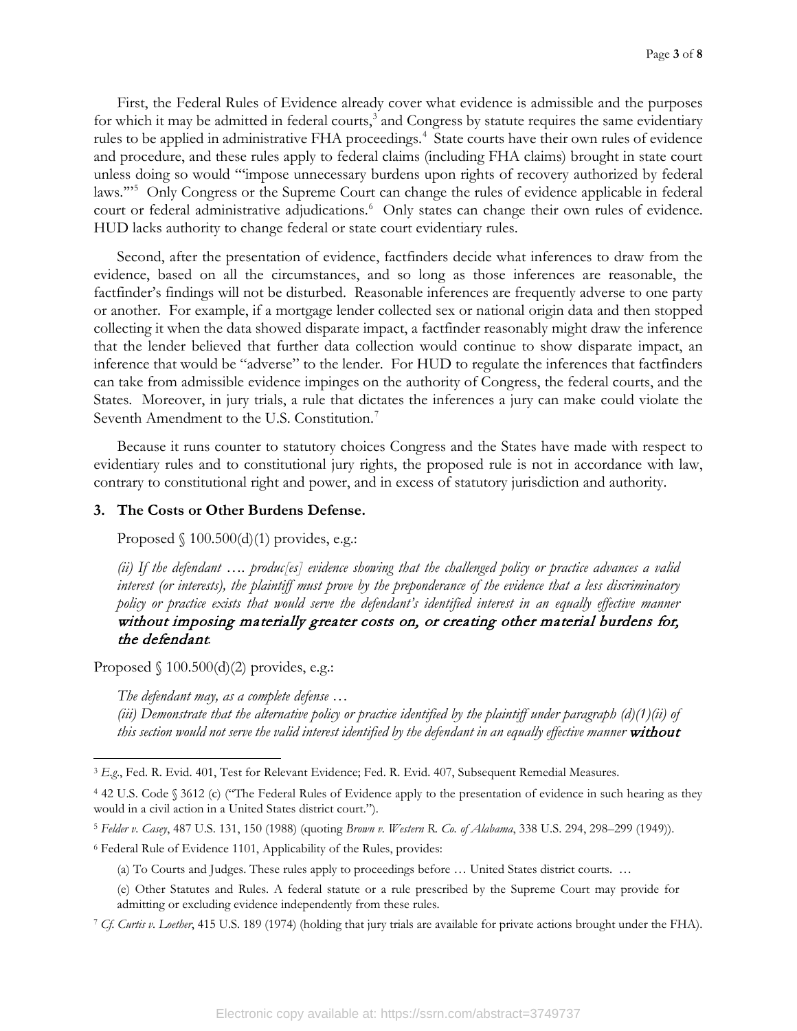First, the Federal Rules of Evidence already cover what evidence is admissible and the purposes for which it may be admitted in federal courts,[3] and Congress by statute requires the same evidentiary rules to be applied in administrative FHA proceedings.[4] State courts have their own rules of evidence and procedure, and these rules apply to federal claims (including FHA claims) brought in state court unless doing so would "'impose unnecessary burdens upon rights of recovery authorized by federal laws.'"[5] Only Congress or the Supreme Court can change the rules of evidence applicable in federal court or federal administrative adjudications.[6] Only states can change their own rules of evidence. HUD lacks authority to change federal or state court evidentiary rules.

Second, after the presentation of evidence, factfinders decide what inferences to draw from the evidence, based on all the circumstances, and so long as those inferences are reasonable, the factfinder's findings will not be disturbed. Reasonable inferences are frequently adverse to one party or another. For example, if a mortgage lender collected sex or national origin data and then stopped collecting it when the data showed disparate impact, a factfinder reasonably might draw the inference that the lender believed that further data collection would continue to show disparate impact, an inference that would be "adverse" to the lender. For HUD to regulate the inferences that factfinders can take from admissible evidence impinges on the authority of Congress, the federal courts, and the States. Moreover, in jury trials, a rule that dictates the inferences a jury can make could violate the Seventh Amendment to the U.S. Constitution.[7]

Because it runs counter to statutory choices Congress and the States have made with respect to evidentiary rules and to constitutional jury rights, the proposed rule is not in accordance with law, contrary to constitutional right and power, and in excess of statutory jurisdiction and authority.

### 3. The Costs or Other Burdens Defense.

Proposed § 100.500(d)(1) provides, e.g.:

> *(ii) If the defendant …. produc[es] evidence showing that the challenged policy or practice advances a valid interest (or interests), the plaintiff must prove by the preponderance of the evidence that a less discriminatory policy or practice exists that would serve the defendant's identified interest in an equally effective manner* ***without imposing materially greater costs on, or creating other material burdens for, the defendant*.**

Proposed § 100.500(d)(2) provides, e.g.:

> *The defendant may, as a complete defense …*
> *(iii) Demonstrate that the alternative policy or practice identified by the plaintiff under paragraph (d)(1)(ii) of this section would not serve the valid interest identified by the defendant in an equally effective manner* ***without***

---

[3] *E.g.*, Fed. R. Evid. 401, Test for Relevant Evidence; Fed. R. Evid. 407, Subsequent Remedial Measures.

[4] 42 U.S. Code § 3612 (c) ("The Federal Rules of Evidence apply to the presentation of evidence in such hearing as they would in a civil action in a United States district court.").

[5] *Felder v. Casey*, 487 U.S. 131, 150 (1988) (quoting *Brown v. Western R. Co. of Alabama*, 338 U.S. 294, 298–299 (1949)).

[6] Federal Rule of Evidence 1101, Applicability of the Rules, provides:

(a) To Courts and Judges. These rules apply to proceedings before … United States district courts. …

(e) Other Statutes and Rules. A federal statute or a rule prescribed by the Supreme Court may provide for admitting or excluding evidence independently from these rules.

[7] *Cf. Curtis v. Loether*, 415 U.S. 189 (1974) (holding that jury trials are available for private actions brought under the FHA).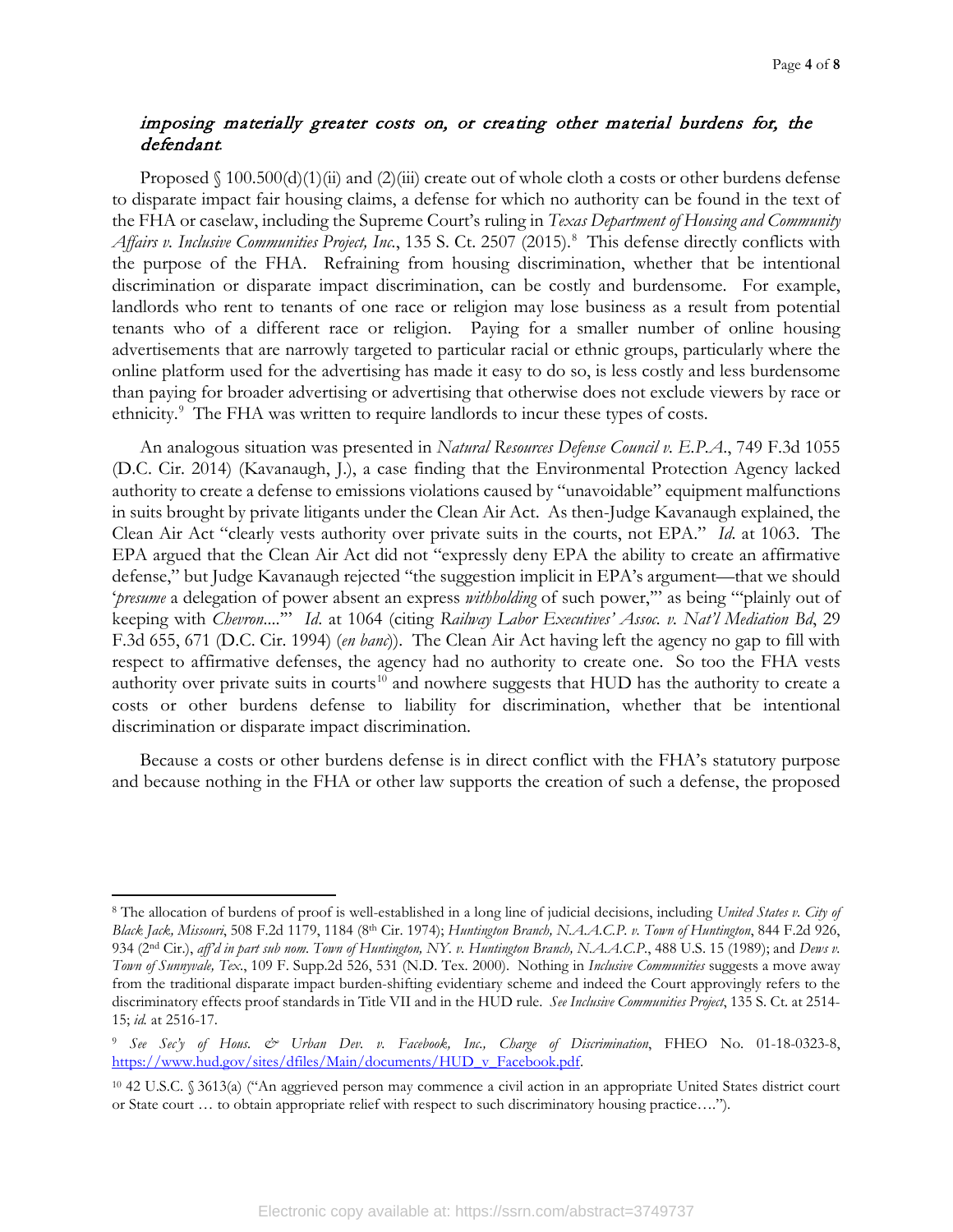### *imposing materially greater costs on, or creating other material burdens for, the defendant.*

Proposed § 100.500(d)(1)(ii) and (2)(iii) create out of whole cloth a costs or other burdens defense to disparate impact fair housing claims, a defense for which no authority can be found in the text of the FHA or caselaw, including the Supreme Court's ruling in *Texas Department of Housing and Community Affairs v. Inclusive Communities Project, Inc.*, 135 S. Ct. 2507 (2015).[8] This defense directly conflicts with the purpose of the FHA. Refraining from housing discrimination, whether that be intentional discrimination or disparate impact discrimination, can be costly and burdensome. For example, landlords who rent to tenants of one race or religion may lose business as a result from potential tenants who of a different race or religion. Paying for a smaller number of online housing advertisements that are narrowly targeted to particular racial or ethnic groups, particularly where the online platform used for the advertising has made it easy to do so, is less costly and less burdensome than paying for broader advertising or advertising that otherwise does not exclude viewers by race or ethnicity.[9] The FHA was written to require landlords to incur these types of costs.

An analogous situation was presented in *Natural Resources Defense Council v. E.P.A.*, 749 F.3d 1055 (D.C. Cir. 2014) (Kavanaugh, J.), a case finding that the Environmental Protection Agency lacked authority to create a defense to emissions violations caused by "unavoidable" equipment malfunctions in suits brought by private litigants under the Clean Air Act. As then-Judge Kavanaugh explained, the Clean Air Act "clearly vests authority over private suits in the courts, not EPA." *Id.* at 1063. The EPA argued that the Clean Air Act did not "expressly deny EPA the ability to create an affirmative defense," but Judge Kavanaugh rejected "the suggestion implicit in EPA's argument—that we should '*presume* a delegation of power absent an express *withholding* of such power,'" as being "'plainly out of keeping with *Chevron*....'" *Id.* at 1064 (citing *Railway Labor Executives' Assoc. v. Nat'l Mediation Bd*, 29 F.3d 655, 671 (D.C. Cir. 1994) (*en banc*)). The Clean Air Act having left the agency no gap to fill with respect to affirmative defenses, the agency had no authority to create one. So too the FHA vests authority over private suits in courts[10] and nowhere suggests that HUD has the authority to create a costs or other burdens defense to liability for discrimination, whether that be intentional discrimination or disparate impact discrimination.

Because a costs or other burdens defense is in direct conflict with the FHA's statutory purpose and because nothing in the FHA or other law supports the creation of such a defense, the proposed

---

[8] The allocation of burdens of proof is well-established in a long line of judicial decisions, including *United States v. City of Black Jack, Missouri*, 508 F.2d 1179, 1184 (8th Cir. 1974); *Huntington Branch, N.A.A.C.P. v. Town of Huntington*, 844 F.2d 926, 934 (2nd Cir.), *aff'd in part sub nom. Town of Huntington, NY. v. Huntington Branch, N.A.A.C.P.*, 488 U.S. 15 (1989); and *Dews v. Town of Sunnyvale, Tex.*, 109 F. Supp.2d 526, 531 (N.D. Tex. 2000). Nothing in *Inclusive Communities* suggests a move away from the traditional disparate impact burden-shifting evidentiary scheme and indeed the Court approvingly refers to the discriminatory effects proof standards in Title VII and in the HUD rule. *See Inclusive Communities Project*, 135 S. Ct. at 2514-15; *id.* at 2516-17.

[9] *See Sec'y of Hous. & Urban Dev. v. Facebook, Inc., Charge of Discrimination*, FHEO No. 01-18-0323-8, https://www.hud.gov/sites/dfiles/Main/documents/HUD_v_Facebook.pdf.

[10] 42 U.S.C. § 3613(a) ("An aggrieved person may commence a civil action in an appropriate United States district court or State court … to obtain appropriate relief with respect to such discriminatory housing practice….").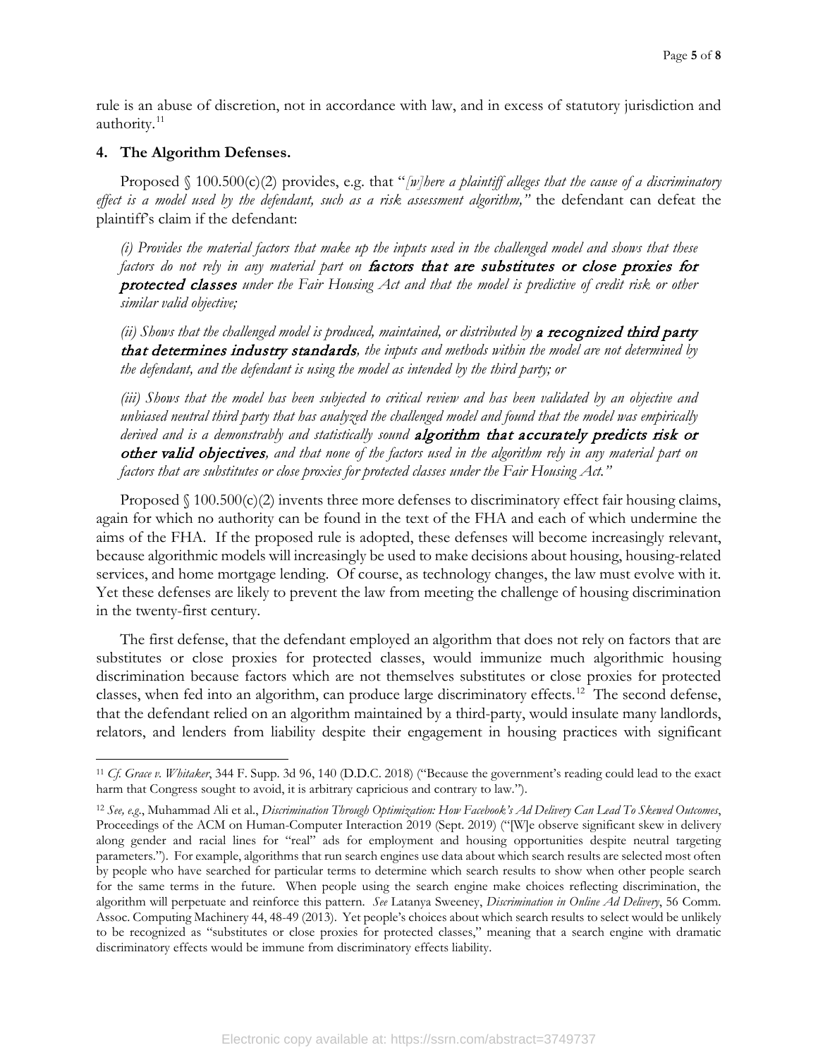rule is an abuse of discretion, not in accordance with law, and in excess of statutory jurisdiction and authority.[11]

**4. The Algorithm Defenses.**

Proposed § 100.500(c)(2) provides, e.g. that "*[w]here a plaintiff alleges that the cause of a discriminatory effect is a model used by the defendant, such as a risk assessment algorithm,"* the defendant can defeat the plaintiff's claim if the defendant:

> *(i) Provides the material factors that make up the inputs used in the challenged model and shows that these factors do not rely in any material part on* ***factors that are substitutes or close proxies for protected classes*** *under the Fair Housing Act and that the model is predictive of credit risk or other similar valid objective;*
>
> *(ii) Shows that the challenged model is produced, maintained, or distributed by* ***a recognized third party that determines industry standards****, the inputs and methods within the model are not determined by the defendant, and the defendant is using the model as intended by the third party; or*
>
> *(iii) Shows that the model has been subjected to critical review and has been validated by an objective and unbiased neutral third party that has analyzed the challenged model and found that the model was empirically derived and is a demonstrably and statistically sound* ***algorithm that accurately predicts risk or other valid objectives****, and that none of the factors used in the algorithm rely in any material part on factors that are substitutes or close proxies for protected classes under the Fair Housing Act."*

Proposed § 100.500(c)(2) invents three more defenses to discriminatory effect fair housing claims, again for which no authority can be found in the text of the FHA and each of which undermine the aims of the FHA. If the proposed rule is adopted, these defenses will become increasingly relevant, because algorithmic models will increasingly be used to make decisions about housing, housing-related services, and home mortgage lending. Of course, as technology changes, the law must evolve with it. Yet these defenses are likely to prevent the law from meeting the challenge of housing discrimination in the twenty-first century.

The first defense, that the defendant employed an algorithm that does not rely on factors that are substitutes or close proxies for protected classes, would immunize much algorithmic housing discrimination because factors which are not themselves substitutes or close proxies for protected classes, when fed into an algorithm, can produce large discriminatory effects.[12] The second defense, that the defendant relied on an algorithm maintained by a third-party, would insulate many landlords, relators, and lenders from liability despite their engagement in housing practices with significant

---

[11] *Cf. Grace v. Whitaker*, 344 F. Supp. 3d 96, 140 (D.D.C. 2018) ("Because the government's reading could lead to the exact harm that Congress sought to avoid, it is arbitrary capricious and contrary to law.").

[12] *See, e.g.*, Muhammad Ali et al., *Discrimination Through Optimization: How Facebook's Ad Delivery Can Lead To Skewed Outcomes*, Proceedings of the ACM on Human-Computer Interaction 2019 (Sept. 2019) ("[W]e observe significant skew in delivery along gender and racial lines for "real" ads for employment and housing opportunities despite neutral targeting parameters."). For example, algorithms that run search engines use data about which search results are selected most often by people who have searched for particular terms to determine which search results to show when other people search for the same terms in the future. When people using the search engine make choices reflecting discrimination, the algorithm will perpetuate and reinforce this pattern. *See* Latanya Sweeney, *Discrimination in Online Ad Delivery*, 56 Comm. Assoc. Computing Machinery 44, 48-49 (2013). Yet people's choices about which search results to select would be unlikely to be recognized as "substitutes or close proxies for protected classes," meaning that a search engine with dramatic discriminatory effects would be immune from discriminatory effects liability.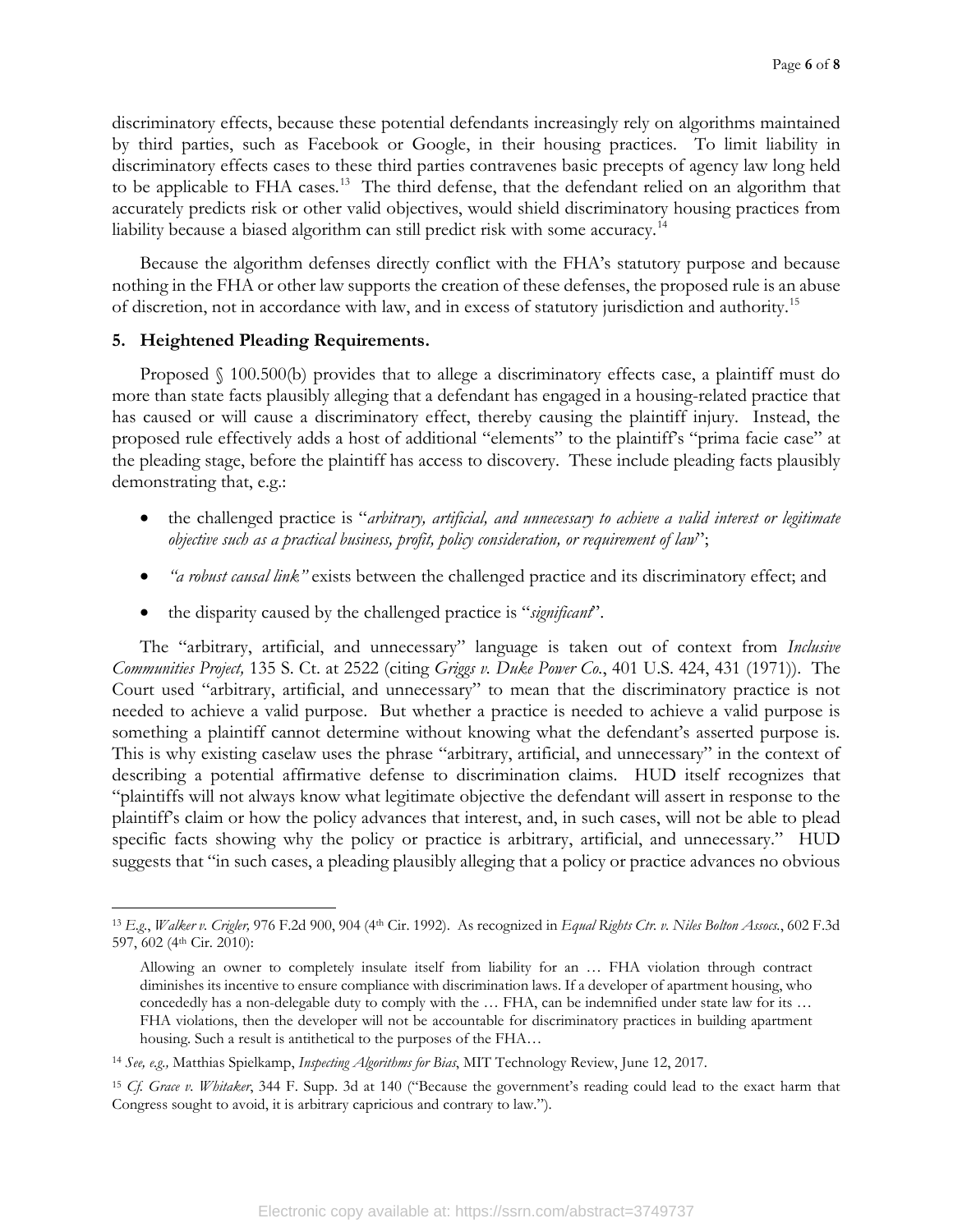discriminatory effects, because these potential defendants increasingly rely on algorithms maintained by third parties, such as Facebook or Google, in their housing practices. To limit liability in discriminatory effects cases to these third parties contravenes basic precepts of agency law long held to be applicable to FHA cases.[13] The third defense, that the defendant relied on an algorithm that accurately predicts risk or other valid objectives, would shield discriminatory housing practices from liability because a biased algorithm can still predict risk with some accuracy.[14]

Because the algorithm defenses directly conflict with the FHA's statutory purpose and because nothing in the FHA or other law supports the creation of these defenses, the proposed rule is an abuse of discretion, not in accordance with law, and in excess of statutory jurisdiction and authority.[15]

### 5. Heightened Pleading Requirements.

Proposed § 100.500(b) provides that to allege a discriminatory effects case, a plaintiff must do more than state facts plausibly alleging that a defendant has engaged in a housing-related practice that has caused or will cause a discriminatory effect, thereby causing the plaintiff injury. Instead, the proposed rule effectively adds a host of additional "elements" to the plaintiff's "prima facie case" at the pleading stage, before the plaintiff has access to discovery. These include pleading facts plausibly demonstrating that, e.g.:

- the challenged practice is "*arbitrary, artificial, and unnecessary to achieve a valid interest or legitimate objective such as a practical business, profit, policy consideration, or requirement of law*";
- *"a robust causal link"* exists between the challenged practice and its discriminatory effect; and
- the disparity caused by the challenged practice is "*significant*".

The "arbitrary, artificial, and unnecessary" language is taken out of context from *Inclusive Communities Project,* 135 S. Ct. at 2522 (citing *Griggs v. Duke Power Co.*, 401 U.S. 424, 431 (1971)). The Court used "arbitrary, artificial, and unnecessary" to mean that the discriminatory practice is not needed to achieve a valid purpose. But whether a practice is needed to achieve a valid purpose is something a plaintiff cannot determine without knowing what the defendant's asserted purpose is. This is why existing caselaw uses the phrase "arbitrary, artificial, and unnecessary" in the context of describing a potential affirmative defense to discrimination claims. HUD itself recognizes that "plaintiffs will not always know what legitimate objective the defendant will assert in response to the plaintiff's claim or how the policy advances that interest, and, in such cases, will not be able to plead specific facts showing why the policy or practice is arbitrary, artificial, and unnecessary." HUD suggests that "in such cases, a pleading plausibly alleging that a policy or practice advances no obvious

---

[13] *E.g.*, *Walker v. Crigler,* 976 F.2d 900, 904 (4th Cir. 1992). As recognized in *Equal Rights Ctr. v. Niles Bolton Assocs.*, 602 F.3d 597, 602 (4th Cir. 2010):

> Allowing an owner to completely insulate itself from liability for an … FHA violation through contract diminishes its incentive to ensure compliance with discrimination laws. If a developer of apartment housing, who concededly has a non-delegable duty to comply with the … FHA, can be indemnified under state law for its … FHA violations, then the developer will not be accountable for discriminatory practices in building apartment housing. Such a result is antithetical to the purposes of the FHA…

[14] *See, e.g.,* Matthias Spielkamp, *Inspecting Algorithms for Bias*, MIT Technology Review, June 12, 2017.

[15] *Cf. Grace v. Whitaker*, 344 F. Supp. 3d at 140 ("Because the government's reading could lead to the exact harm that Congress sought to avoid, it is arbitrary capricious and contrary to law.").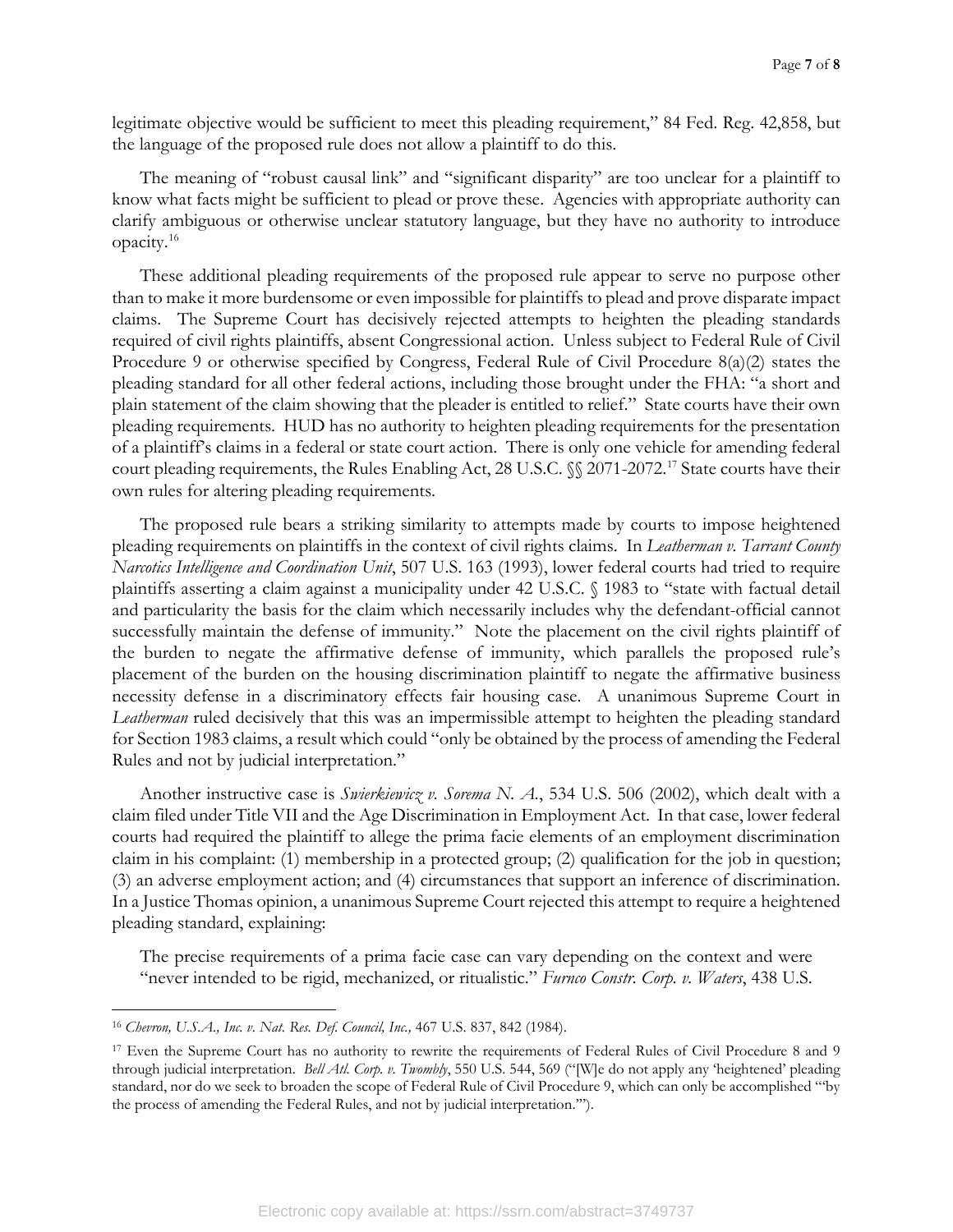legitimate objective would be sufficient to meet this pleading requirement," 84 Fed. Reg. 42,858, but the language of the proposed rule does not allow a plaintiff to do this.

The meaning of "robust causal link" and "significant disparity" are too unclear for a plaintiff to know what facts might be sufficient to plead or prove these. Agencies with appropriate authority can clarify ambiguous or otherwise unclear statutory language, but they have no authority to introduce opacity.[16]

These additional pleading requirements of the proposed rule appear to serve no purpose other than to make it more burdensome or even impossible for plaintiffs to plead and prove disparate impact claims. The Supreme Court has decisively rejected attempts to heighten the pleading standards required of civil rights plaintiffs, absent Congressional action. Unless subject to Federal Rule of Civil Procedure 9 or otherwise specified by Congress, Federal Rule of Civil Procedure 8(a)(2) states the pleading standard for all other federal actions, including those brought under the FHA: "a short and plain statement of the claim showing that the pleader is entitled to relief." State courts have their own pleading requirements. HUD has no authority to heighten pleading requirements for the presentation of a plaintiff's claims in a federal or state court action. There is only one vehicle for amending federal court pleading requirements, the Rules Enabling Act, 28 U.S.C. §§ 2071-2072.[17] State courts have their own rules for altering pleading requirements.

The proposed rule bears a striking similarity to attempts made by courts to impose heightened pleading requirements on plaintiffs in the context of civil rights claims. In *Leatherman v. Tarrant County Narcotics Intelligence and Coordination Unit*, 507 U.S. 163 (1993), lower federal courts had tried to require plaintiffs asserting a claim against a municipality under 42 U.S.C. § 1983 to "state with factual detail and particularity the basis for the claim which necessarily includes why the defendant-official cannot successfully maintain the defense of immunity." Note the placement on the civil rights plaintiff of the burden to negate the affirmative defense of immunity, which parallels the proposed rule's placement of the burden on the housing discrimination plaintiff to negate the affirmative business necessity defense in a discriminatory effects fair housing case. A unanimous Supreme Court in *Leatherman* ruled decisively that this was an impermissible attempt to heighten the pleading standard for Section 1983 claims, a result which could "only be obtained by the process of amending the Federal Rules and not by judicial interpretation."

Another instructive case is *Swierkiewicz v. Sorema N. A.*, 534 U.S. 506 (2002), which dealt with a claim filed under Title VII and the Age Discrimination in Employment Act. In that case, lower federal courts had required the plaintiff to allege the prima facie elements of an employment discrimination claim in his complaint: (1) membership in a protected group; (2) qualification for the job in question; (3) an adverse employment action; and (4) circumstances that support an inference of discrimination. In a Justice Thomas opinion, a unanimous Supreme Court rejected this attempt to require a heightened pleading standard, explaining:

> The precise requirements of a prima facie case can vary depending on the context and were "never intended to be rigid, mechanized, or ritualistic." *Furnco Constr. Corp. v. Waters*, 438 U.S.

---

[16] *Chevron, U.S.A., Inc. v. Nat. Res. Def. Council, Inc.,* 467 U.S. 837, 842 (1984).

[17] Even the Supreme Court has no authority to rewrite the requirements of Federal Rules of Civil Procedure 8 and 9 through judicial interpretation. *Bell Atl. Corp. v. Twombly*, 550 U.S. 544, 569 ("[W]e do not apply any 'heightened' pleading standard, nor do we seek to broaden the scope of Federal Rule of Civil Procedure 9, which can only be accomplished '"by the process of amending the Federal Rules, and not by judicial interpretation."').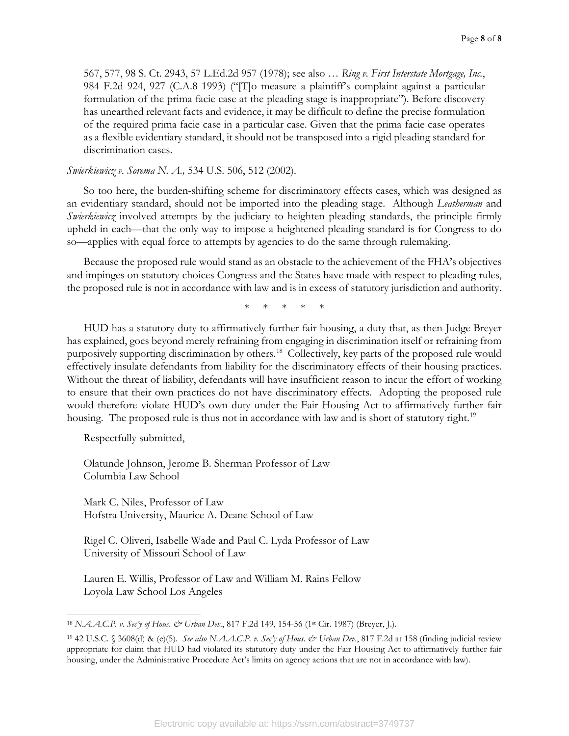567, 577, 98 S. Ct. 2943, 57 L.Ed.2d 957 (1978); see also … *Ring v. First Interstate Mortgage, Inc.*, 984 F.2d 924, 927 (C.A.8 1993) ("[T]o measure a plaintiff's complaint against a particular formulation of the prima facie case at the pleading stage is inappropriate"). Before discovery has unearthed relevant facts and evidence, it may be difficult to define the precise formulation of the required prima facie case in a particular case. Given that the prima facie case operates as a flexible evidentiary standard, it should not be transposed into a rigid pleading standard for discrimination cases.

*Swierkiewicz v. Sorema N. A.,* 534 U.S. 506, 512 (2002).

So too here, the burden-shifting scheme for discriminatory effects cases, which was designed as an evidentiary standard, should not be imported into the pleading stage. Although *Leatherman* and *Swierkiewicz* involved attempts by the judiciary to heighten pleading standards, the principle firmly upheld in each—that the only way to impose a heightened pleading standard is for Congress to do so—applies with equal force to attempts by agencies to do the same through rulemaking.

Because the proposed rule would stand as an obstacle to the achievement of the FHA's objectives and impinges on statutory choices Congress and the States have made with respect to pleading rules, the proposed rule is not in accordance with law and is in excess of statutory jurisdiction and authority.

\* \* \* \* \*

HUD has a statutory duty to affirmatively further fair housing, a duty that, as then-Judge Breyer has explained, goes beyond merely refraining from engaging in discrimination itself or refraining from purposively supporting discrimination by others.[18] Collectively, key parts of the proposed rule would effectively insulate defendants from liability for the discriminatory effects of their housing practices. Without the threat of liability, defendants will have insufficient reason to incur the effort of working to ensure that their own practices do not have discriminatory effects. Adopting the proposed rule would therefore violate HUD's own duty under the Fair Housing Act to affirmatively further fair housing. The proposed rule is thus not in accordance with law and is short of statutory right.[19]

Respectfully submitted,

Olatunde Johnson, Jerome B. Sherman Professor of Law
Columbia Law School

Mark C. Niles, Professor of Law
Hofstra University, Maurice A. Deane School of Law

Rigel C. Oliveri, Isabelle Wade and Paul C. Lyda Professor of Law
University of Missouri School of Law

Lauren E. Willis, Professor of Law and William M. Rains Fellow
Loyola Law School Los Angeles

---

[18] *N.A.A.C.P. v. Sec'y of Hous. & Urban Dev.*, 817 F.2d 149, 154-56 (1st Cir. 1987) (Breyer, J.).

[19] 42 U.S.C. § 3608(d) & (e)(5). *See also N.A.A.C.P. v. Sec'y of Hous. & Urban Dev.*, 817 F.2d at 158 (finding judicial review appropriate for claim that HUD had violated its statutory duty under the Fair Housing Act to affirmatively further fair housing, under the Administrative Procedure Act's limits on agency actions that are not in accordance with law).